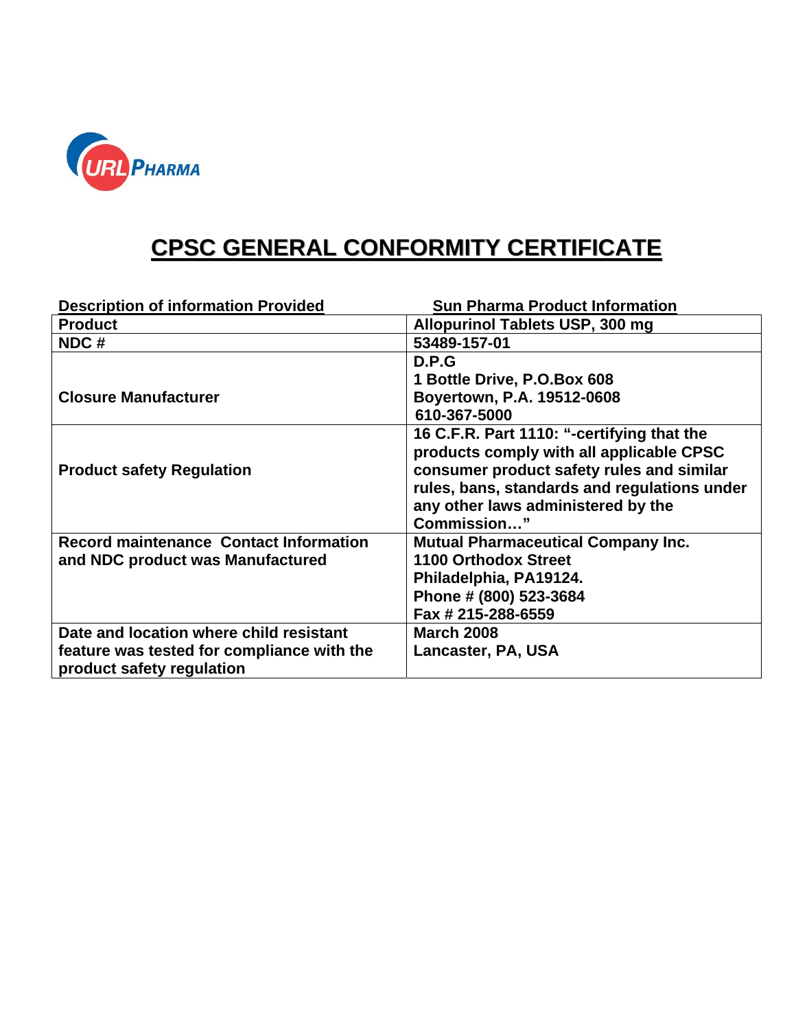URL PHARMA

# CPSC GENERAL CONFORMITY CERTIFICATE

| Description of information Provided | Sun Pharma Product Information |
|---|---|
| Product | Allopurinol Tablets USP, 300 mg |
| NDC # | 53489-157-01 |
| Closure Manufacturer | D.P.G<br>1 Bottle Drive, P.O.Box 608<br>Boyertown, P.A. 19512-0608<br>610-367-5000 |
| Product safety Regulation | 16 C.F.R. Part 1110: "-certifying that the products comply with all applicable CPSC consumer product safety rules and similar rules, bans, standards and regulations under any other laws administered by the Commission…" |
| Record maintenance Contact Information and NDC product was Manufactured | Mutual Pharmaceutical Company Inc.<br>1100 Orthodox Street<br>Philadelphia, PA19124.<br>Phone # (800) 523-3684<br>Fax # 215-288-6559 |
| Date and location where child resistant feature was tested for compliance with the product safety regulation | March 2008<br>Lancaster, PA, USA |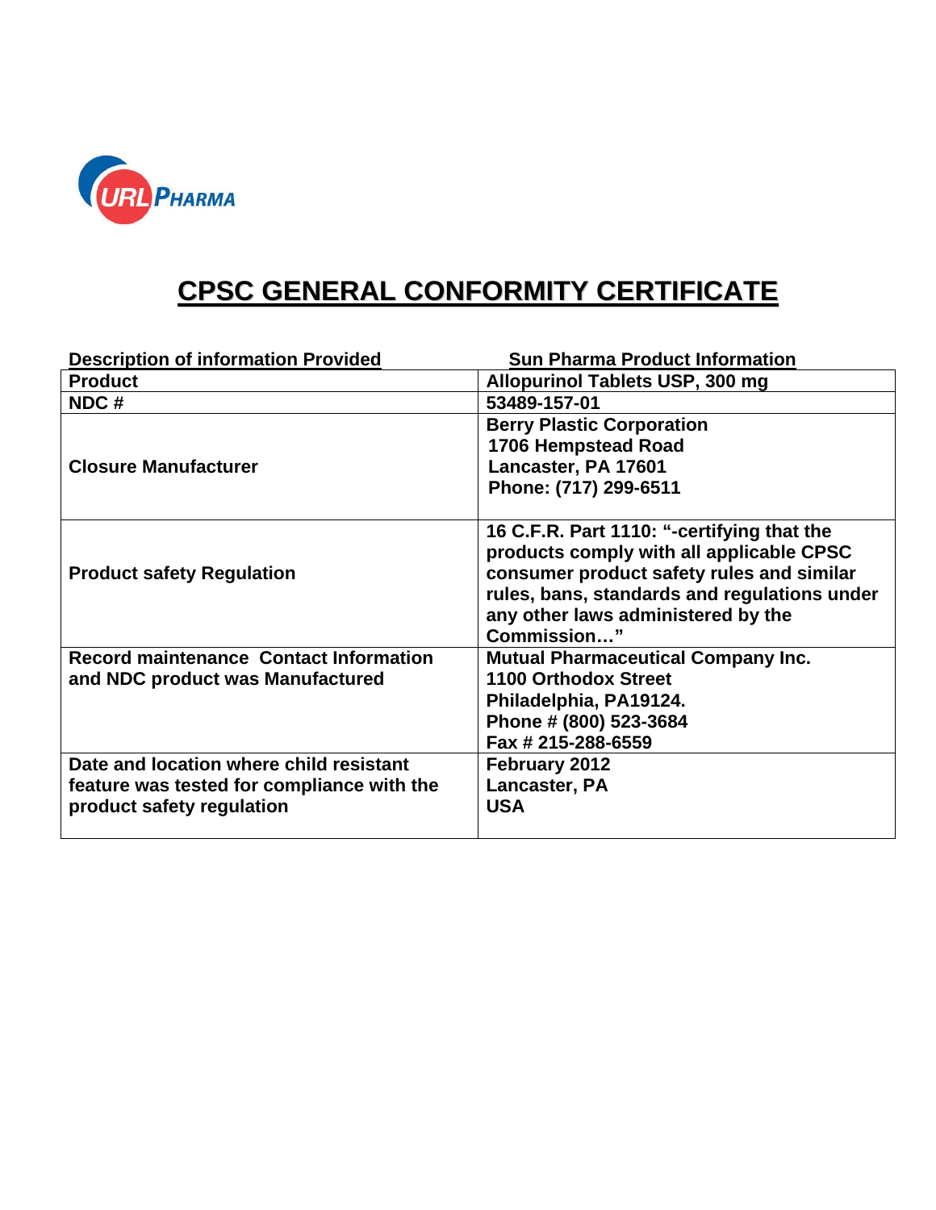URL PHARMA

# CPSC GENERAL CONFORMITY CERTIFICATE

| Description of information Provided | Sun Pharma Product Information |
|---|---|
| Product | Allopurinol Tablets USP, 300 mg |
| NDC # | 53489-157-01 |
| Closure Manufacturer | Berry Plastic Corporation<br>1706 Hempstead Road<br>Lancaster, PA 17601<br>Phone: (717) 299-6511 |
| Product safety Regulation | 16 C.F.R. Part 1110: "-certifying that the products comply with all applicable CPSC consumer product safety rules and similar rules, bans, standards and regulations under any other laws administered by the Commission…" |
| Record maintenance Contact Information and NDC product was Manufactured | Mutual Pharmaceutical Company Inc.<br>1100 Orthodox Street<br>Philadelphia, PA19124.<br>Phone # (800) 523-3684<br>Fax # 215-288-6559 |
| Date and location where child resistant feature was tested for compliance with the product safety regulation | February 2012<br>Lancaster, PA<br>USA |